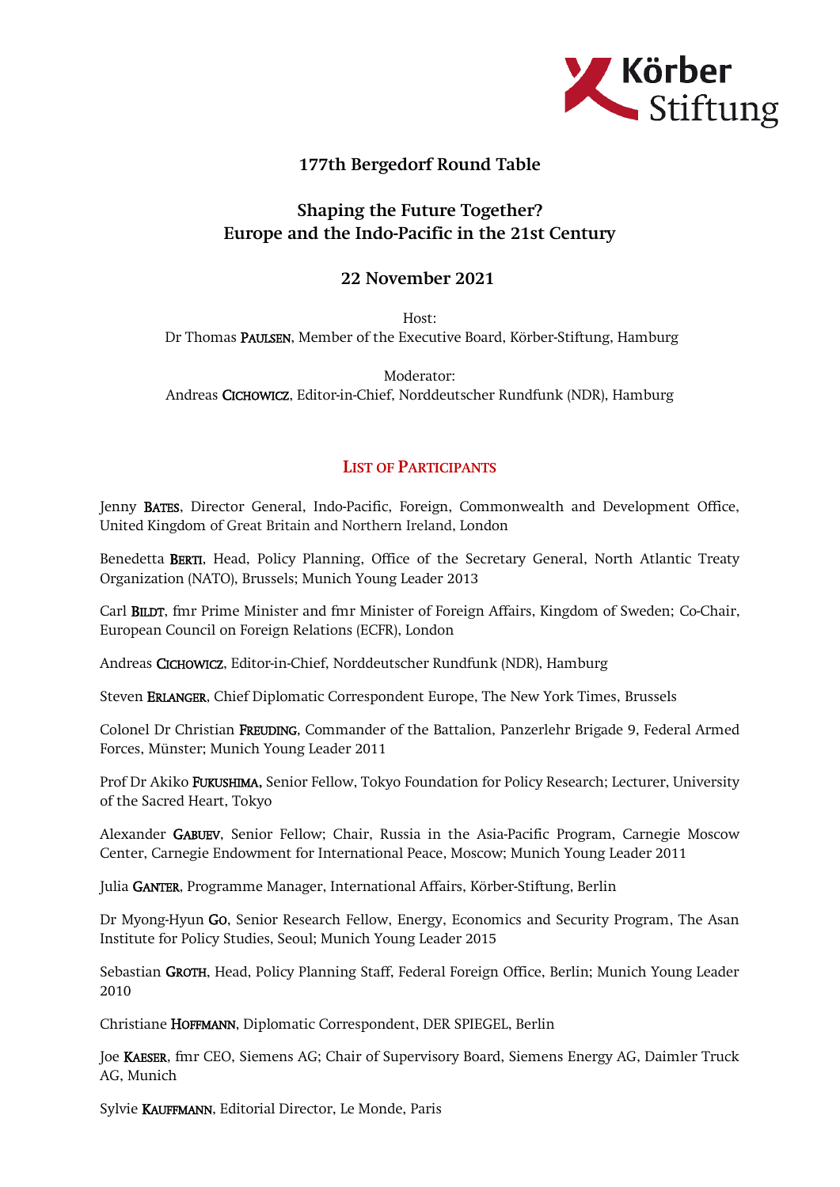Körber Stiftung

## 177th Bergedorf Round Table

## Shaping the Future Together?
## Europe and the Indo-Pacific in the 21st Century

## 22 November 2021

Host:
Dr Thomas PAULSEN, Member of the Executive Board, Körber-Stiftung, Hamburg

Moderator:
Andreas CICHOWICZ, Editor-in-Chief, Norddeutscher Rundfunk (NDR), Hamburg

### LIST OF PARTICIPANTS

Jenny BATES, Director General, Indo-Pacific, Foreign, Commonwealth and Development Office, United Kingdom of Great Britain and Northern Ireland, London

Benedetta BERTI, Head, Policy Planning, Office of the Secretary General, North Atlantic Treaty Organization (NATO), Brussels; Munich Young Leader 2013

Carl BILDT, fmr Prime Minister and fmr Minister of Foreign Affairs, Kingdom of Sweden; Co-Chair, European Council on Foreign Relations (ECFR), London

Andreas CICHOWICZ, Editor-in-Chief, Norddeutscher Rundfunk (NDR), Hamburg

Steven ERLANGER, Chief Diplomatic Correspondent Europe, The New York Times, Brussels

Colonel Dr Christian FREUDING, Commander of the Battalion, Panzerlehr Brigade 9, Federal Armed Forces, Münster; Munich Young Leader 2011

Prof Dr Akiko FUKUSHIMA, Senior Fellow, Tokyo Foundation for Policy Research; Lecturer, University of the Sacred Heart, Tokyo

Alexander GABUEV, Senior Fellow; Chair, Russia in the Asia-Pacific Program, Carnegie Moscow Center, Carnegie Endowment for International Peace, Moscow; Munich Young Leader 2011

Julia GANTER, Programme Manager, International Affairs, Körber-Stiftung, Berlin

Dr Myong-Hyun GO, Senior Research Fellow, Energy, Economics and Security Program, The Asan Institute for Policy Studies, Seoul; Munich Young Leader 2015

Sebastian GROTH, Head, Policy Planning Staff, Federal Foreign Office, Berlin; Munich Young Leader 2010

Christiane HOFFMANN, Diplomatic Correspondent, DER SPIEGEL, Berlin

Joe KAESER, fmr CEO, Siemens AG; Chair of Supervisory Board, Siemens Energy AG, Daimler Truck AG, Munich

Sylvie KAUFFMANN, Editorial Director, Le Monde, Paris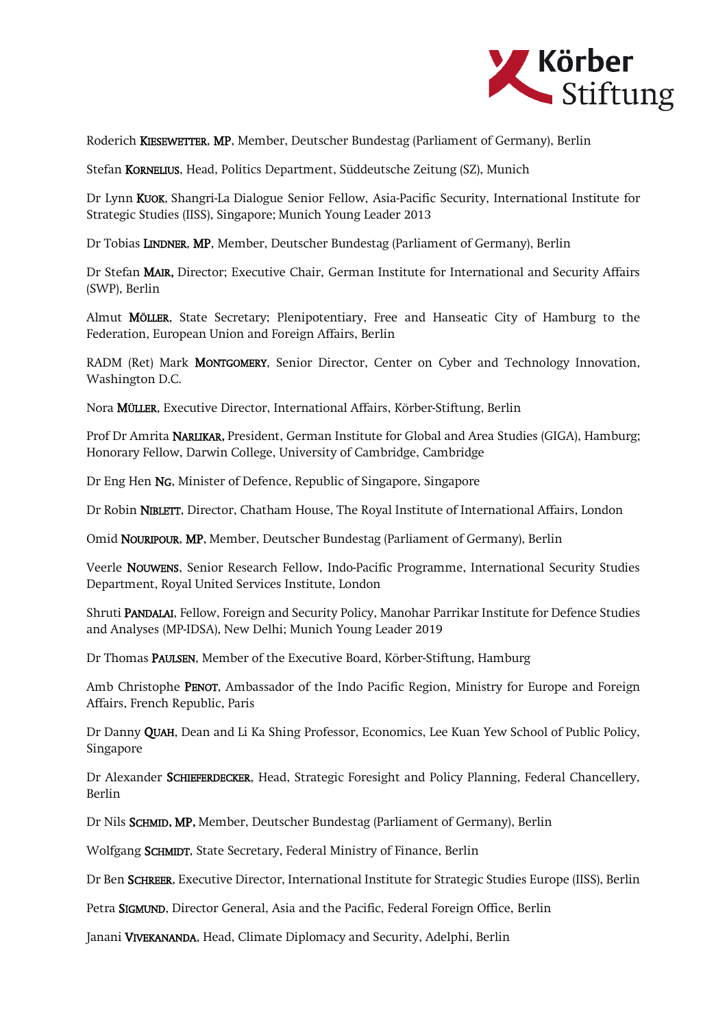Roderich KIESEWETTER, MP, Member, Deutscher Bundestag (Parliament of Germany), Berlin

Stefan KORNELIUS, Head, Politics Department, Süddeutsche Zeitung (SZ), Munich

Dr Lynn KUOK, Shangri-La Dialogue Senior Fellow, Asia-Pacific Security, International Institute for Strategic Studies (IISS), Singapore; Munich Young Leader 2013

Dr Tobias LINDNER, MP, Member, Deutscher Bundestag (Parliament of Germany), Berlin

Dr Stefan MAIR, Director; Executive Chair, German Institute for International and Security Affairs (SWP), Berlin

Almut MÖLLER, State Secretary; Plenipotentiary, Free and Hanseatic City of Hamburg to the Federation, European Union and Foreign Affairs, Berlin

RADM (Ret) Mark MONTGOMERY, Senior Director, Center on Cyber and Technology Innovation, Washington D.C.

Nora MÜLLER, Executive Director, International Affairs, Körber-Stiftung, Berlin

Prof Dr Amrita NARLIKAR, President, German Institute for Global and Area Studies (GIGA), Hamburg; Honorary Fellow, Darwin College, University of Cambridge, Cambridge

Dr Eng Hen NG, Minister of Defence, Republic of Singapore, Singapore

Dr Robin NIBLETT, Director, Chatham House, The Royal Institute of International Affairs, London

Omid NOURIPOUR, MP, Member, Deutscher Bundestag (Parliament of Germany), Berlin

Veerle NOUWENS, Senior Research Fellow, Indo-Pacific Programme, International Security Studies Department, Royal United Services Institute, London

Shruti PANDALAI, Fellow, Foreign and Security Policy, Manohar Parrikar Institute for Defence Studies and Analyses (MP-IDSA), New Delhi; Munich Young Leader 2019

Dr Thomas PAULSEN, Member of the Executive Board, Körber-Stiftung, Hamburg

Amb Christophe PENOT, Ambassador of the Indo Pacific Region, Ministry for Europe and Foreign Affairs, French Republic, Paris

Dr Danny QUAH, Dean and Li Ka Shing Professor, Economics, Lee Kuan Yew School of Public Policy, Singapore

Dr Alexander SCHIEFERDECKER, Head, Strategic Foresight and Policy Planning, Federal Chancellery, Berlin

Dr Nils SCHMID, MP, Member, Deutscher Bundestag (Parliament of Germany), Berlin

Wolfgang SCHMIDT, State Secretary, Federal Ministry of Finance, Berlin

Dr Ben SCHREER, Executive Director, International Institute for Strategic Studies Europe (IISS), Berlin

Petra SIGMUND, Director General, Asia and the Pacific, Federal Foreign Office, Berlin

Janani VIVEKANANDA, Head, Climate Diplomacy and Security, Adelphi, Berlin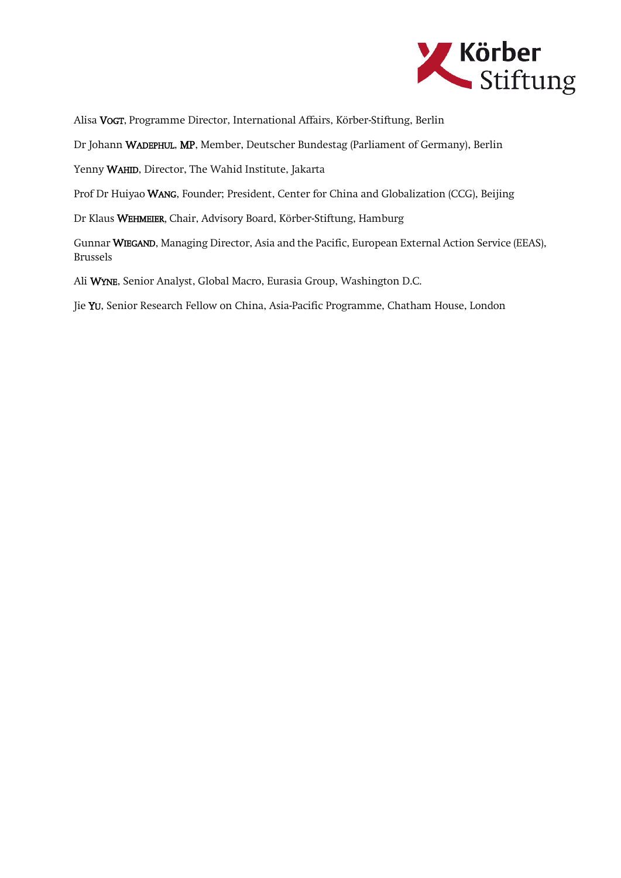Alisa VOGT, Programme Director, International Affairs, Körber-Stiftung, Berlin

Dr Johann WADEPHUL, MP, Member, Deutscher Bundestag (Parliament of Germany), Berlin

Yenny WAHID, Director, The Wahid Institute, Jakarta

Prof Dr Huiyao WANG, Founder; President, Center for China and Globalization (CCG), Beijing

Dr Klaus WEHMEIER, Chair, Advisory Board, Körber-Stiftung, Hamburg

Gunnar WIEGAND, Managing Director, Asia and the Pacific, European External Action Service (EEAS), Brussels

Ali WYNE, Senior Analyst, Global Macro, Eurasia Group, Washington D.C.

Jie YU, Senior Research Fellow on China, Asia-Pacific Programme, Chatham House, London